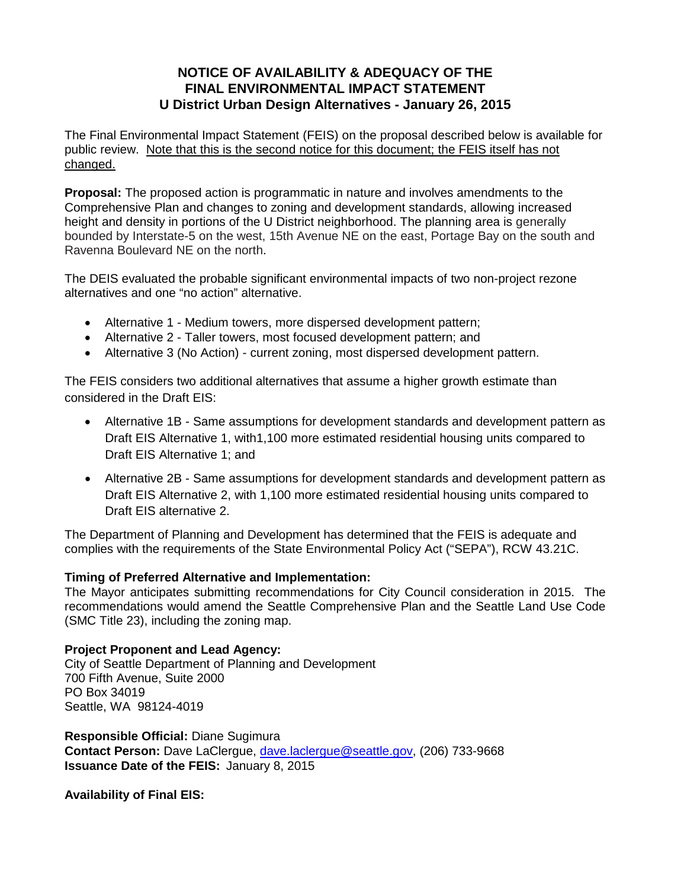# NOTICE OF AVAILABILITY & ADEQUACY OF THE FINAL ENVIRONMENTAL IMPACT STATEMENT
## U District Urban Design Alternatives - January 26, 2015

The Final Environmental Impact Statement (FEIS) on the proposal described below is available for public review. Note that this is the second notice for this document; the FEIS itself has not changed.

**Proposal:** The proposed action is programmatic in nature and involves amendments to the Comprehensive Plan and changes to zoning and development standards, allowing increased height and density in portions of the U District neighborhood. The planning area is generally bounded by Interstate-5 on the west, 15th Avenue NE on the east, Portage Bay on the south and Ravenna Boulevard NE on the north.

The DEIS evaluated the probable significant environmental impacts of two non-project rezone alternatives and one "no action" alternative.

- Alternative 1 - Medium towers, more dispersed development pattern;
- Alternative 2 - Taller towers, most focused development pattern; and
- Alternative 3 (No Action) - current zoning, most dispersed development pattern.

The FEIS considers two additional alternatives that assume a higher growth estimate than considered in the Draft EIS:

- Alternative 1B - Same assumptions for development standards and development pattern as Draft EIS Alternative 1, with1,100 more estimated residential housing units compared to Draft EIS Alternative 1; and
- Alternative 2B - Same assumptions for development standards and development pattern as Draft EIS Alternative 2, with 1,100 more estimated residential housing units compared to Draft EIS alternative 2.

The Department of Planning and Development has determined that the FEIS is adequate and complies with the requirements of the State Environmental Policy Act ("SEPA"), RCW 43.21C.

**Timing of Preferred Alternative and Implementation:**
The Mayor anticipates submitting recommendations for City Council consideration in 2015. The recommendations would amend the Seattle Comprehensive Plan and the Seattle Land Use Code (SMC Title 23), including the zoning map.

**Project Proponent and Lead Agency:**
City of Seattle Department of Planning and Development
700 Fifth Avenue, Suite 2000
PO Box 34019
Seattle, WA 98124-4019

**Responsible Official:** Diane Sugimura
**Contact Person:** Dave LaClergue, dave.laclergue@seattle.gov, (206) 733-9668
**Issuance Date of the FEIS:** January 8, 2015

**Availability of Final EIS:**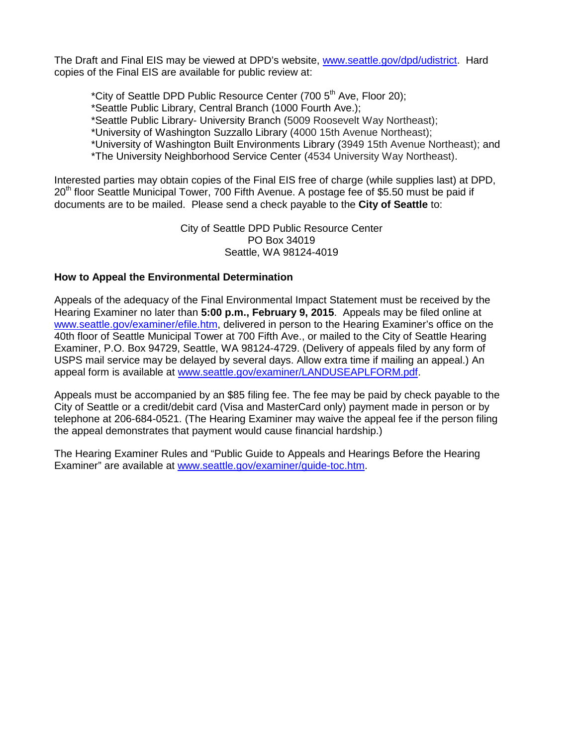The Draft and Final EIS may be viewed at DPD's website, www.seattle.gov/dpd/udistrict. Hard copies of the Final EIS are available for public review at:

*City of Seattle DPD Public Resource Center (700 5th Ave, Floor 20);
*Seattle Public Library, Central Branch (1000 Fourth Ave.);
*Seattle Public Library- University Branch (5009 Roosevelt Way Northeast);
*University of Washington Suzzallo Library (4000 15th Avenue Northeast);
*University of Washington Built Environments Library (3949 15th Avenue Northeast); and
*The University Neighborhood Service Center (4534 University Way Northeast).

Interested parties may obtain copies of the Final EIS free of charge (while supplies last) at DPD, 20th floor Seattle Municipal Tower, 700 Fifth Avenue. A postage fee of $5.50 must be paid if documents are to be mailed. Please send a check payable to the **City of Seattle** to:

City of Seattle DPD Public Resource Center
PO Box 34019
Seattle, WA 98124-4019

**How to Appeal the Environmental Determination**

Appeals of the adequacy of the Final Environmental Impact Statement must be received by the Hearing Examiner no later than **5:00 p.m., February 9, 2015**. Appeals may be filed online at www.seattle.gov/examiner/efile.htm, delivered in person to the Hearing Examiner's office on the 40th floor of Seattle Municipal Tower at 700 Fifth Ave., or mailed to the City of Seattle Hearing Examiner, P.O. Box 94729, Seattle, WA 98124-4729. (Delivery of appeals filed by any form of USPS mail service may be delayed by several days. Allow extra time if mailing an appeal.) An appeal form is available at www.seattle.gov/examiner/LANDUSEAPLFORM.pdf.

Appeals must be accompanied by an $85 filing fee. The fee may be paid by check payable to the City of Seattle or a credit/debit card (Visa and MasterCard only) payment made in person or by telephone at 206-684-0521. (The Hearing Examiner may waive the appeal fee if the person filing the appeal demonstrates that payment would cause financial hardship.)

The Hearing Examiner Rules and "Public Guide to Appeals and Hearings Before the Hearing Examiner" are available at www.seattle.gov/examiner/guide-toc.htm.